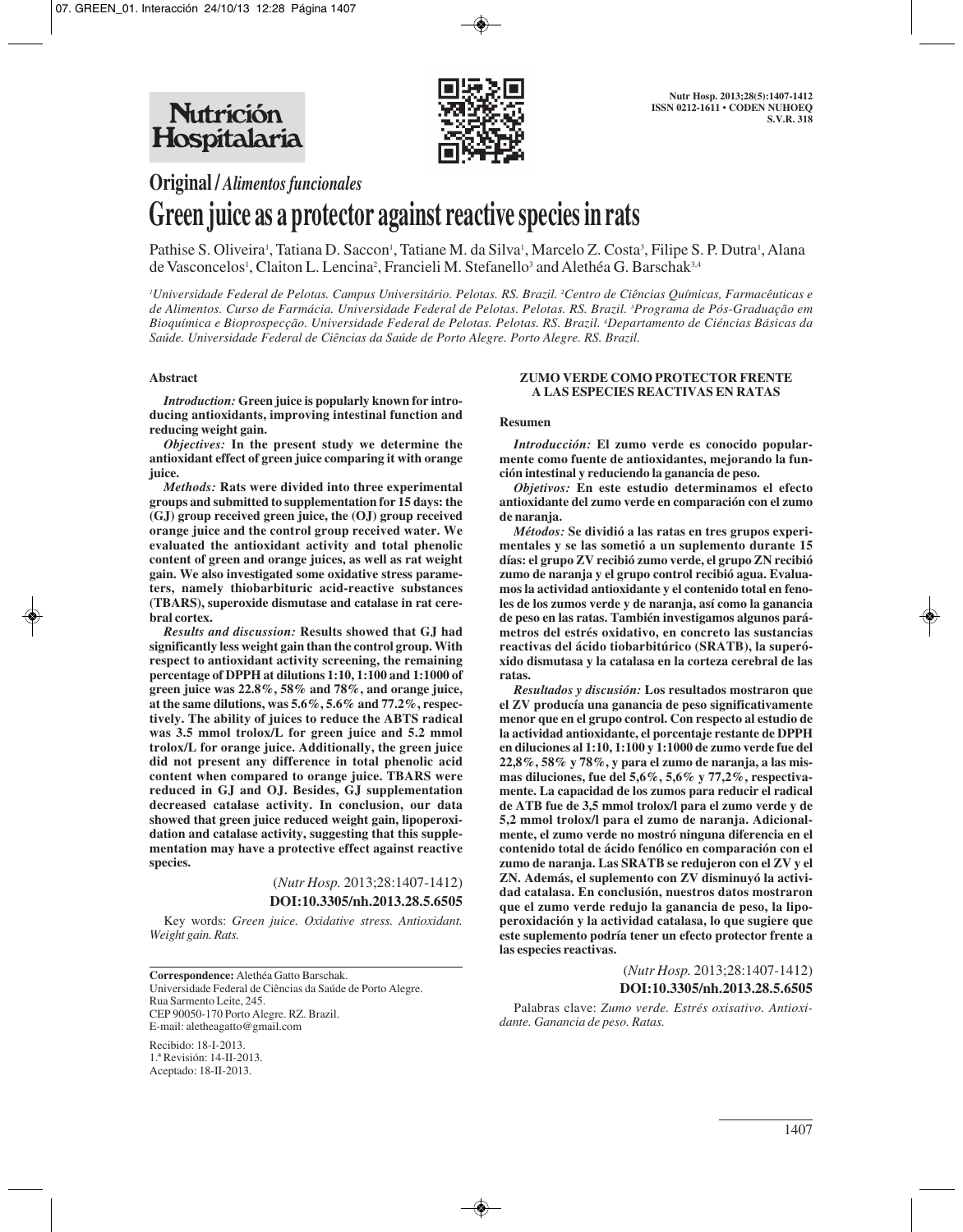**Original / *Alimentos funcionales***

# Green juice as a protector against reactive species in rats

Pathise S. Oliveira[1], Tatiana D. Saccon[1], Tatiane M. da Silva[1], Marcelo Z. Costa[3], Filipe S. P. Dutra[1], Alana de Vasconcelos[1], Claiton L. Lencina[2], Francieli M. Stefanello[3] and Alethéa G. Barschak[3,4]

*[1]Universidade Federal de Pelotas. Campus Universitário. Pelotas. RS. Brazil. [2]Centro de Ciências Químicas, Farmacêuticas e de Alimentos. Curso de Farmácia. Universidade Federal de Pelotas. Pelotas. RS. Brazil. [3]Programa de Pós-Graduação em Bioquímica e Bioprospecção. Universidade Federal de Pelotas. Pelotas. RS. Brazil. [4]Departamento de Ciéncias Básicas da Saúde. Universidade Federal de Ciências da Saúde de Porto Alegre. Porto Alegre. RS. Brazil.*

## Abstract

***Introduction:*** **Green juice is popularly known for introducing antioxidants, improving intestinal function and reducing weight gain.**

***Objectives:*** **In the present study we determine the antioxidant effect of green juice comparing it with orange juice.**

***Methods:*** **Rats were divided into three experimental groups and submitted to supplementation for 15 days: the (GJ) group received green juice, the (OJ) group received orange juice and the control group received water. We evaluated the antioxidant activity and total phenolic content of green and orange juices, as well as rat weight gain. We also investigated some oxidative stress parameters, namely thiobarbituric acid-reactive substances (TBARS), superoxide dismutase and catalase in rat cerebral cortex.**

***Results and discussion:*** **Results showed that GJ had significantly less weight gain than the control group. With respect to antioxidant activity screening, the remaining percentage of DPPH at dilutions 1:10, 1:100 and 1:1000 of green juice was 22.8%, 58% and 78%, and orange juice, at the same dilutions, was 5.6%, 5.6% and 77.2%, respectively. The ability of juices to reduce the ABTS radical was 3.5 mmol trolox/L for green juice and 5.2 mmol trolox/L for orange juice. Additionally, the green juice did not present any difference in total phenolic acid content when compared to orange juice. TBARS were reduced in GJ and OJ. Besides, GJ supplementation decreased catalase activity. In conclusion, our data showed that green juice reduced weight gain, lipoperoxidation and catalase activity, suggesting that this supplementation may have a protective effect against reactive species.**

(*Nutr Hosp.* 2013;28:1407-1412)

**DOI:10.3305/nh.2013.28.5.6505**

Key words: *Green juice. Oxidative stress. Antioxidant. Weight gain. Rats.*

**Correspondence:** Alethéa Gatto Barschak.
Universidade Federal de Ciências da Saúde de Porto Alegre.
Rua Sarmento Leite, 245.
CEP 90050-170 Porto Alegre. RZ. Brazil.
E-mail: aletheagatto@gmail.com

Recibido: 18-I-2013.
1.ª Revisión: 14-II-2013.
Aceptado: 18-II-2013.

## ZUMO VERDE COMO PROTECTOR FRENTE A LAS ESPECIES REACTIVAS EN RATAS

### Resumen

***Introducción:*** **El zumo verde es conocido popularmente como fuente de antioxidantes, mejorando la función intestinal y reduciendo la ganancia de peso.**

***Objetivos:*** **En este estudio determinamos el efecto antioxidante del zumo verde en comparación con el zumo de naranja.**

***Métodos:*** **Se dividió a las ratas en tres grupos experimentales y se las sometió a un suplemento durante 15 días: el grupo ZV recibió zumo verde, el grupo ZN recibió zumo de naranja y el grupo control recibió agua. Evaluamos la actividad antioxidante y el contenido total en fenoles de los zumos verde y de naranja, así como la ganancia de peso en las ratas. También investigamos algunos parámetros del estrés oxidativo, en concreto las sustancias reactivas del ácido tiobarbitúrico (SRATB), la superóxido dismutasa y la catalasa en la corteza cerebral de las ratas.**

***Resultados y discusión:*** **Los resultados mostraron que el ZV producía una ganancia de peso significativamente menor que en el grupo control. Con respecto al estudio de la actividad antioxidante, el porcentaje restante de DPPH en diluciones al 1:10, 1:100 y 1:1000 de zumo verde fue del 22,8%, 58% y 78%, y para el zumo de naranja, a las mismas diluciones, fue del 5,6%, 5,6% y 77,2%, respectivamente. La capacidad de los zumos para reducir el radical de ATB fue de 3,5 mmol trolox/l para el zumo verde y de 5,2 mmol trolox/l para el zumo de naranja. Adicionalmente, el zumo verde no mostró ninguna diferencia en el contenido total de ácido fenólico en comparación con el zumo de naranja. Las SRATB se redujeron con el ZV y el ZN. Además, el suplemento con ZV disminuyó la actividad catalasa. En conclusión, nuestros datos mostraron que el zumo verde redujo la ganancia de peso, la lipoperoxidación y la actividad catalasa, lo que sugiere que este suplemento podría tener un efecto protector frente a las especies reactivas.**

(*Nutr Hosp.* 2013;28:1407-1412)

**DOI:10.3305/nh.2013.28.5.6505**

Palabras clave: *Zumo verde. Estrés oxisativo. Antioxidante. Ganancia de peso. Ratas.*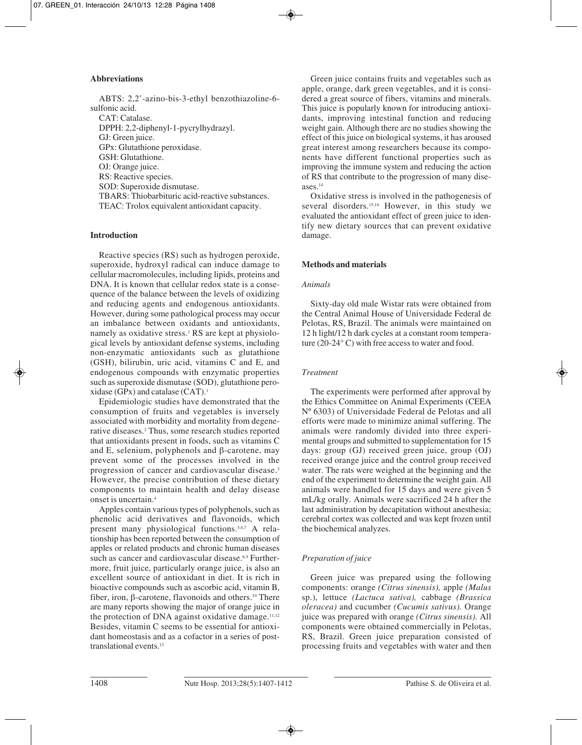### Abbreviations

ABTS: 2,2'-azino-bis-3-ethyl benzothiazoline-6-sulfonic acid.
CAT: Catalase.
DPPH: 2,2-diphenyl-1-pycrylhydrazyl.
GJ: Green juice.
GPx: Glutathione peroxidase.
GSH: Glutathione.
OJ: Orange juice.
RS: Reactive species.
SOD: Superoxide dismutase.
TBARS: Thiobarbituric acid-reactive substances.
TEAC: Trolox equivalent antioxidant capacity.

### Introduction

Reactive species (RS) such as hydrogen peroxide, superoxide, hydroxyl radical can induce damage to cellular macromolecules, including lipids, proteins and DNA. It is known that cellular redox state is a consequence of the balance between the levels of oxidizing and reducing agents and endogenous antioxidants. However, during some pathological process may occur an imbalance between oxidants and antioxidants, namely as oxidative stress.[1] RS are kept at physiological levels by antioxidant defense systems, including non-enzymatic antioxidants such as glutathione (GSH), bilirubin, uric acid, vitamins C and E, and endogenous compounds with enzymatic properties such as superoxide dismutase (SOD), glutathione peroxidase (GPx) and catalase (CAT).[1]

Epidemiologic studies have demonstrated that the consumption of fruits and vegetables is inversely associated with morbidity and mortality from degenerative diseases.[2] Thus, some research studies reported that antioxidants present in foods, such as vitamins C and E, selenium, polyphenols and β-carotene, may prevent some of the processes involved in the progression of cancer and cardiovascular disease.[3] However, the precise contribution of these dietary components to maintain health and delay disease onset is uncertain.[4]

Apples contain various types of polyphenols, such as phenolic acid derivatives and flavonoids, which present many physiological functions.[5,6,7] A relationship has been reported between the consumption of apples or related products and chronic human diseases such as cancer and cardiovascular disease.[8,9] Furthermore, fruit juice, particularly orange juice, is also an excellent source of antioxidant in diet. It is rich in bioactive compounds such as ascorbic acid, vitamin B, fiber, iron, β-carotene, flavonoids and others.[10] There are many reports showing the major of orange juice in the protection of DNA against oxidative damage.[11,12] Besides, vitamin C seems to be essential for antioxidant homeostasis and as a cofactor in a series of post-translational events.[13]

Green juice contains fruits and vegetables such as apple, orange, dark green vegetables, and it is considered a great source of fibers, vitamins and minerals. This juice is popularly known for introducing antioxidants, improving intestinal function and reducing weight gain. Although there are no studies showing the effect of this juice on biological systems, it has aroused great interest among researchers because its components have different functional properties such as improving the immune system and reducing the action of RS that contribute to the progression of many diseases.[14]

Oxidative stress is involved in the pathogenesis of several disorders.[15,16] However, in this study we evaluated the antioxidant effect of green juice to identify new dietary sources that can prevent oxidative damage.

### Methods and materials

#### *Animals*

Sixty-day old male Wistar rats were obtained from the Central Animal House of Universidade Federal de Pelotas, RS, Brazil. The animals were maintained on 12 h light/12 h dark cycles at a constant room temperature (20-24° C) with free access to water and food.

#### *Treatment*

The experiments were performed after approval by the Ethics Committee on Animal Experiments (CEEA Nº 6303) of Universidade Federal de Pelotas and all efforts were made to minimize animal suffering. The animals were randomly divided into three experimental groups and submitted to supplementation for 15 days: group (GJ) received green juice, group (OJ) received orange juice and the control group received water. The rats were weighed at the beginning and the end of the experiment to determine the weight gain. All animals were handled for 15 days and were given 5 mL/kg orally. Animals were sacrificed 24 h after the last administration by decapitation without anesthesia; cerebral cortex was collected and was kept frozen until the biochemical analyzes.

#### *Preparation of juice*

Green juice was prepared using the following components: orange *(Citrus sinensis),* apple *(Malus* sp.), lettuce *(Lactuca sativa),* cabbage *(Brassica oleracea)* and cucumber *(Cucumis sativus).* Orange juice was prepared with orange *(Citrus sinensis).* All components were obtained commercially in Pelotas, RS, Brazil. Green juice preparation consisted of processing fruits and vegetables with water and then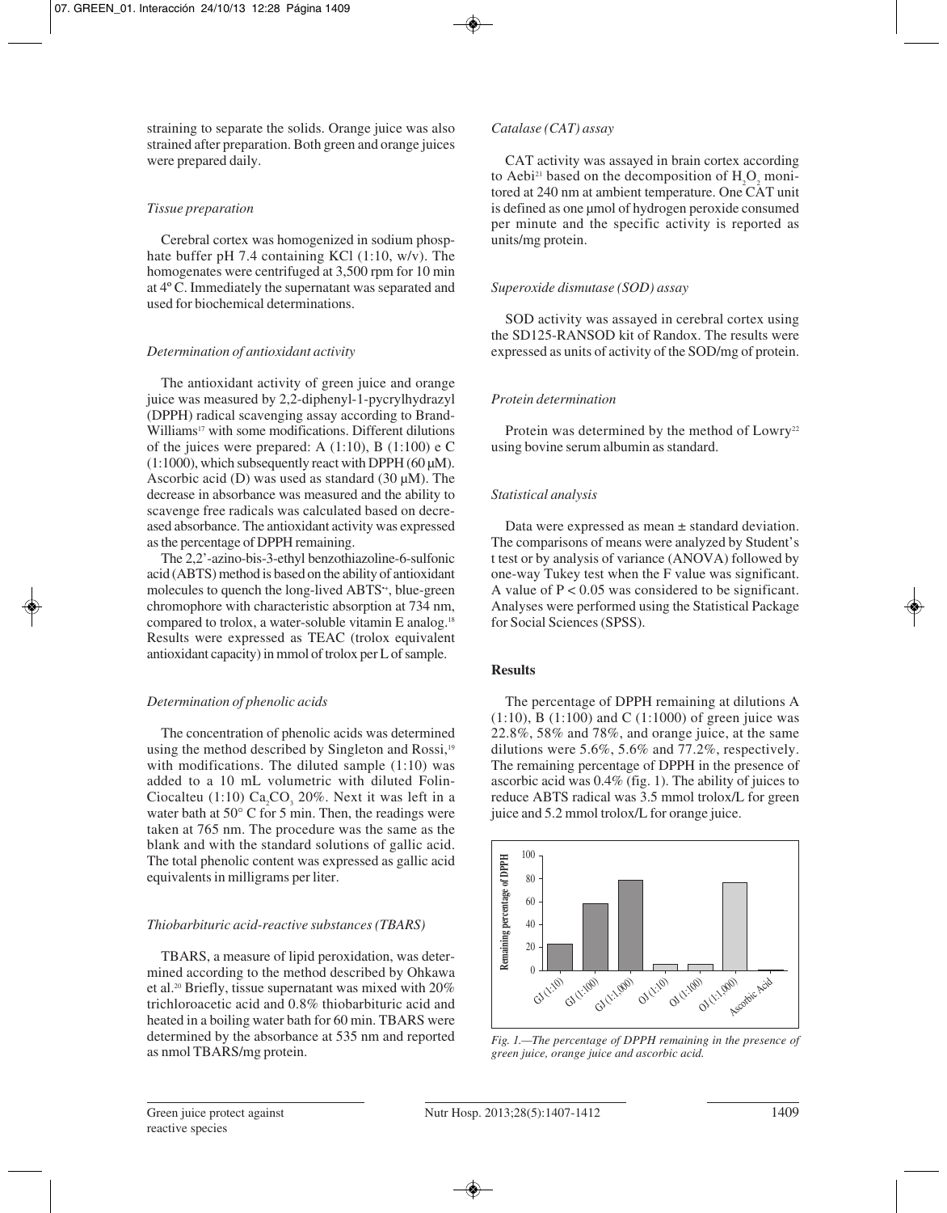straining to separate the solids. Orange juice was also strained after preparation. Both green and orange juices were prepared daily.

*Tissue preparation*

Cerebral cortex was homogenized in sodium phosphate buffer pH 7.4 containing KCl (1:10, w/v). The homogenates were centrifuged at 3,500 rpm for 10 min at 4º C. Immediately the supernatant was separated and used for biochemical determinations.

*Determination of antioxidant activity*

The antioxidant activity of green juice and orange juice was measured by 2,2-diphenyl-1-pycrylhydrazyl (DPPH) radical scavenging assay according to Brand-Williams[17] with some modifications. Different dilutions of the juices were prepared: A (1:10), B (1:100) e C (1:1000), which subsequently react with DPPH (60 μM). Ascorbic acid (D) was used as standard (30 μM). The decrease in absorbance was measured and the ability to scavenge free radicals was calculated based on decreased absorbance. The antioxidant activity was expressed as the percentage of DPPH remaining.

The 2,2'-azino-bis-3-ethyl benzothiazoline-6-sulfonic acid (ABTS) method is based on the ability of antioxidant molecules to quench the long-lived $ABTS^{•+}$, blue-green chromophore with characteristic absorption at 734 nm, compared to trolox, a water-soluble vitamin E analog.[18] Results were expressed as TEAC (trolox equivalent antioxidant capacity) in mmol of trolox per L of sample.

*Determination of phenolic acids*

The concentration of phenolic acids was determined using the method described by Singleton and Rossi,[19] with modifications. The diluted sample (1:10) was added to a 10 mL volumetric with diluted Folin-Ciocalteu (1:10) $Ca_2CO_3$ 20%. Next it was left in a water bath at 50° C for 5 min. Then, the readings were taken at 765 nm. The procedure was the same as the blank and with the standard solutions of gallic acid. The total phenolic content was expressed as gallic acid equivalents in milligrams per liter.

*Thiobarbituric acid-reactive substances (TBARS)*

TBARS, a measure of lipid peroxidation, was determined according to the method described by Ohkawa et al.[20] Briefly, tissue supernatant was mixed with 20% trichloroacetic acid and 0.8% thiobarbituric acid and heated in a boiling water bath for 60 min. TBARS were determined by the absorbance at 535 nm and reported as nmol TBARS/mg protein.

*Catalase (CAT) assay*

CAT activity was assayed in brain cortex according to Aebi[21] based on the decomposition of $H_2O_2$ monitored at 240 nm at ambient temperature. One CAT unit is defined as one μmol of hydrogen peroxide consumed per minute and the specific activity is reported as units/mg protein.

*Superoxide dismutase (SOD) assay*

SOD activity was assayed in cerebral cortex using the SD125-RANSOD kit of Randox. The results were expressed as units of activity of the SOD/mg of protein.

*Protein determination*

Protein was determined by the method of Lowry[22] using bovine serum albumin as standard.

*Statistical analysis*

Data were expressed as mean ± standard deviation. The comparisons of means were analyzed by Student's t test or by analysis of variance (ANOVA) followed by one-way Tukey test when the F value was significant. A value of $P < 0.05$ was considered to be significant. Analyses were performed using the Statistical Package for Social Sciences (SPSS).

## Results

The percentage of DPPH remaining at dilutions A (1:10), B (1:100) and C (1:1000) of green juice was 22.8%, 58% and 78%, and orange juice, at the same dilutions were 5.6%, 5.6% and 77.2%, respectively. The remaining percentage of DPPH in the presence of ascorbic acid was 0.4% (fig. 1). The ability of juices to reduce ABTS radical was 3.5 mmol trolox/L for green juice and 5.2 mmol trolox/L for orange juice.

*Fig. 1.—The percentage of DPPH remaining in the presence of green juice, orange juice and ascorbic acid.*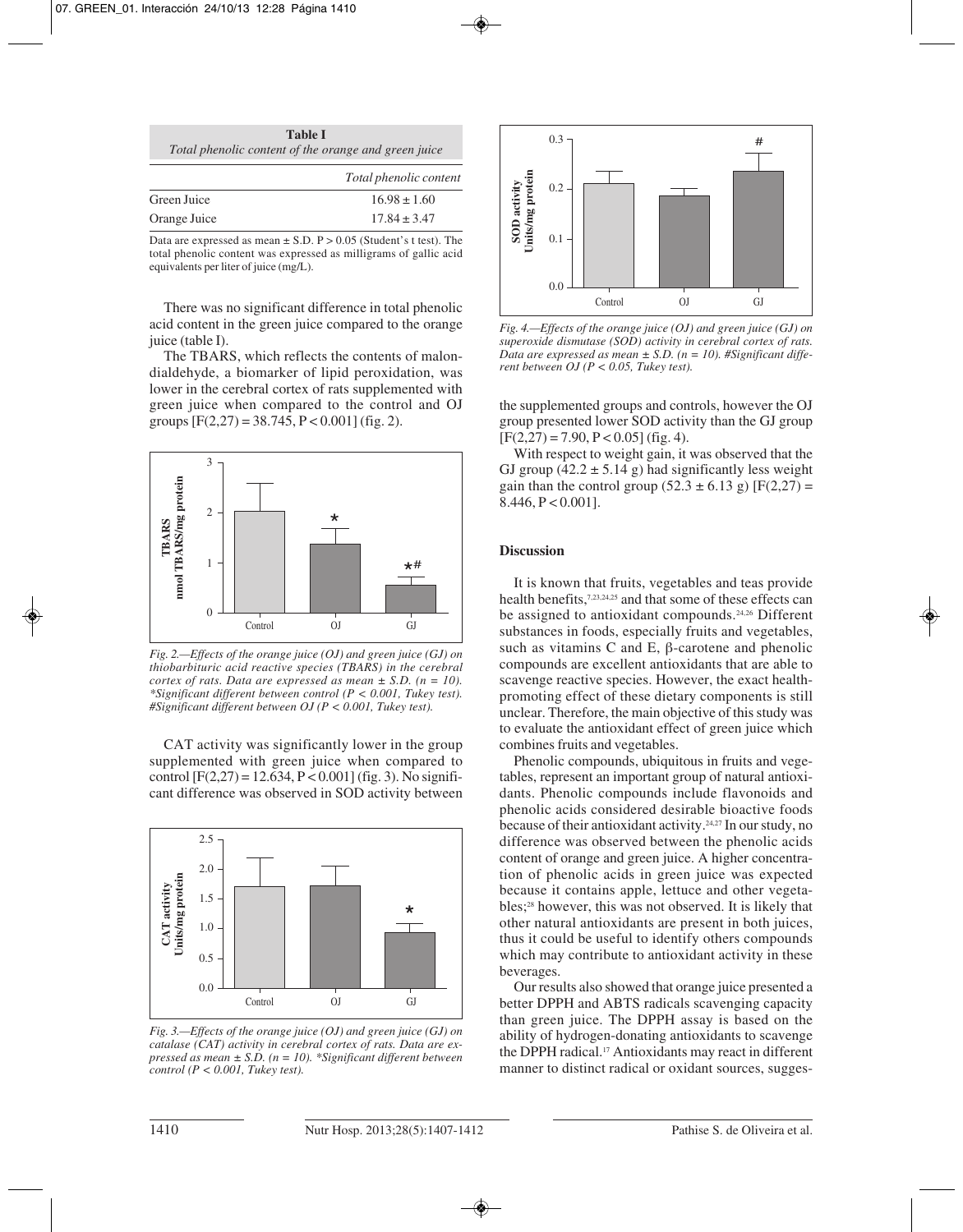**Table I**
*Total phenolic content of the orange and green juice*

| | Total phenolic content |
|---|---|
| Green Juice | 16.98 ± 1.60 |
| Orange Juice | 17.84 ± 3.47 |

Data are expressed as mean ± S.D. P > 0.05 (Student's t test). The total phenolic content was expressed as milligrams of gallic acid equivalents per liter of juice (mg/L).

There was no significant difference in total phenolic acid content in the green juice compared to the orange juice (table I).

The TBARS, which reflects the contents of malondialdehyde, a biomarker of lipid peroxidation, was lower in the cerebral cortex of rats supplemented with green juice when compared to the control and OJ groups [$F(2,27) = 38.745$, $P < 0.001$] (fig. 2).

*Fig. 2.—Effects of the orange juice (OJ) and green juice (GJ) on thiobarbituric acid reactive species (TBARS) in the cerebral cortex of rats. Data are expressed as mean ± S.D. (n = 10). \*Significant different between control (P < 0.001, Tukey test). #Significant different between OJ (P < 0.001, Tukey test).*

CAT activity was significantly lower in the group supplemented with green juice when compared to control [$F(2,27) = 12.634$, $P < 0.001$] (fig. 3). No significant difference was observed in SOD activity between the supplemented groups and controls, however the OJ group presented lower SOD activity than the GJ group [$F(2,27) = 7.90$, $P < 0.05$] (fig. 4).

*Fig. 3.—Effects of the orange juice (OJ) and green juice (GJ) on catalase (CAT) activity in cerebral cortex of rats. Data are expressed as mean ± S.D. (n = 10). \*Significant different between control (P < 0.001, Tukey test).*

*Fig. 4.—Effects of the orange juice (OJ) and green juice (GJ) on superoxide dismutase (SOD) activity in cerebral cortex of rats. Data are expressed as mean ± S.D. (n = 10). #Significant different between OJ (P < 0.05, Tukey test).*

With respect to weight gain, it was observed that the GJ group (42.2 ± 5.14 g) had significantly less weight gain than the control group (52.3 ± 6.13 g) [$F(2,27) = 8.446$, $P < 0.001$].

## Discussion

It is known that fruits, vegetables and teas provide health benefits,[7,23,24,25] and that some of these effects can be assigned to antioxidant compounds.[24,26] Different substances in foods, especially fruits and vegetables, such as vitamins C and E, β-carotene and phenolic compounds are excellent antioxidants that are able to scavenge reactive species. However, the exact health-promoting effect of these dietary components is still unclear. Therefore, the main objective of this study was to evaluate the antioxidant effect of green juice which combines fruits and vegetables.

Phenolic compounds, ubiquitous in fruits and vegetables, represent an important group of natural antioxidants. Phenolic compounds include flavonoids and phenolic acids considered desirable bioactive foods because of their antioxidant activity.[24,27] In our study, no difference was observed between the phenolic acids content of orange and green juice. A higher concentration of phenolic acids in green juice was expected because it contains apple, lettuce and other vegetables;[28] however, this was not observed. It is likely that other natural antioxidants are present in both juices, thus it could be useful to identify others compounds which may contribute to antioxidant activity in these beverages.

Our results also showed that orange juice presented a better DPPH and ABTS radicals scavenging capacity than green juice. The DPPH assay is based on the ability of hydrogen-donating antioxidants to scavenge the DPPH radical.[17] Antioxidants may react in different manner to distinct radical or oxidant sources, sugges-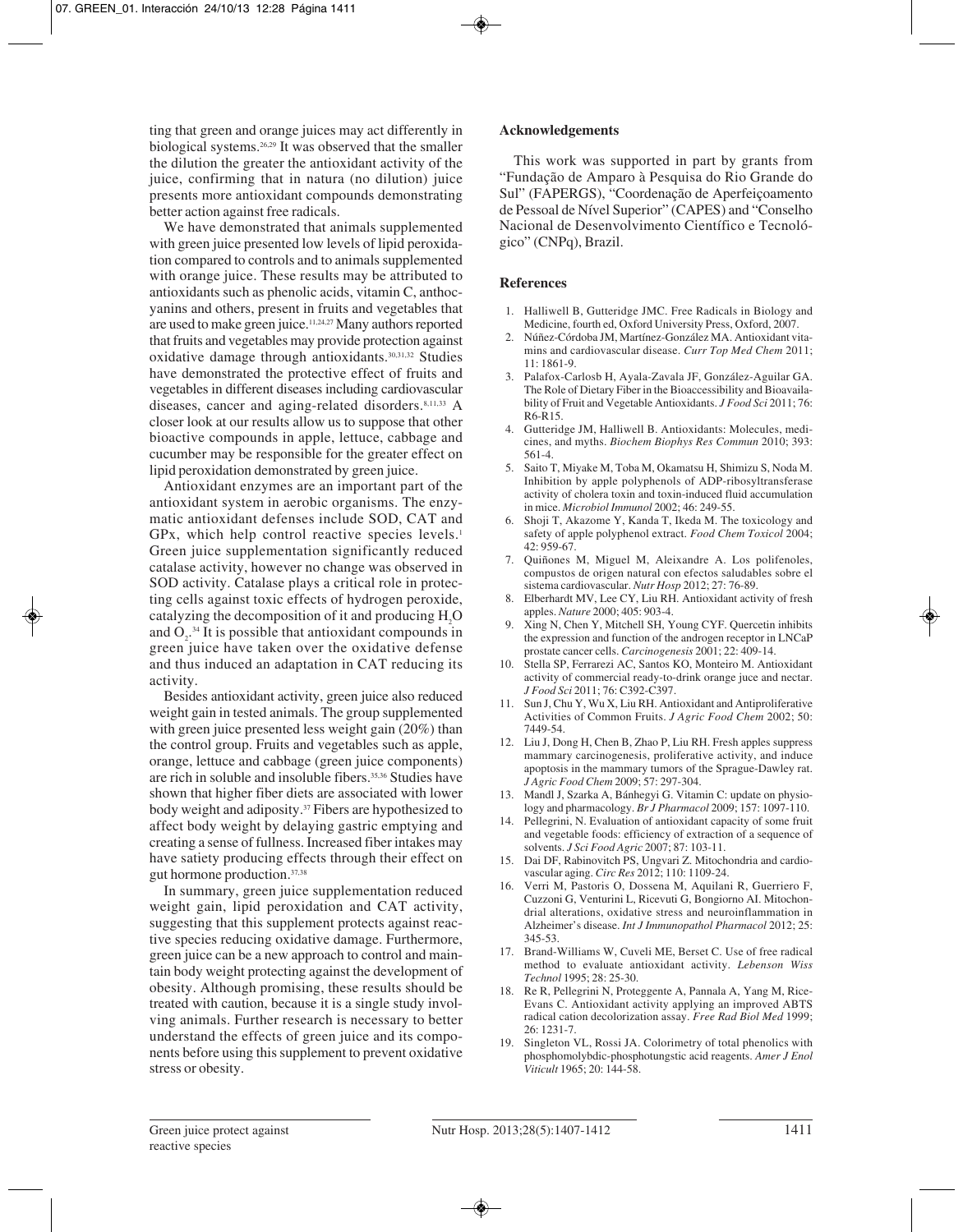ting that green and orange juices may act differently in biological systems.[26,29] It was observed that the smaller the dilution the greater the antioxidant activity of the juice, confirming that in natura (no dilution) juice presents more antioxidant compounds demonstrating better action against free radicals.

We have demonstrated that animals supplemented with green juice presented low levels of lipid peroxidation compared to controls and to animals supplemented with orange juice. These results may be attributed to antioxidants such as phenolic acids, vitamin C, anthocyanins and others, present in fruits and vegetables that are used to make green juice.[11,24,27] Many authors reported that fruits and vegetables may provide protection against oxidative damage through antioxidants.[30,31,32] Studies have demonstrated the protective effect of fruits and vegetables in different diseases including cardiovascular diseases, cancer and aging-related disorders.[8,11,33] A closer look at our results allow us to suppose that other bioactive compounds in apple, lettuce, cabbage and cucumber may be responsible for the greater effect on lipid peroxidation demonstrated by green juice.

Antioxidant enzymes are an important part of the antioxidant system in aerobic organisms. The enzymatic antioxidant defenses include SOD, CAT and GPx, which help control reactive species levels.[1] Green juice supplementation significantly reduced catalase activity, however no change was observed in SOD activity. Catalase plays a critical role in protecting cells against toxic effects of hydrogen peroxide, catalyzing the decomposition of it and producing $H_2O$ and $O_2$.[34] It is possible that antioxidant compounds in green juice have taken over the oxidative defense and thus induced an adaptation in CAT reducing its activity.

Besides antioxidant activity, green juice also reduced weight gain in tested animals. The group supplemented with green juice presented less weight gain (20%) than the control group. Fruits and vegetables such as apple, orange, lettuce and cabbage (green juice components) are rich in soluble and insoluble fibers.[35,36] Studies have shown that higher fiber diets are associated with lower body weight and adiposity.[37] Fibers are hypothesized to affect body weight by delaying gastric emptying and creating a sense of fullness. Increased fiber intakes may have satiety producing effects through their effect on gut hormone production.[37,38]

In summary, green juice supplementation reduced weight gain, lipid peroxidation and CAT activity, suggesting that this supplement protects against reactive species reducing oxidative damage. Furthermore, green juice can be a new approach to control and maintain body weight protecting against the development of obesity. Although promising, these results should be treated with caution, because it is a single study involving animals. Further research is necessary to better understand the effects of green juice and its components before using this supplement to prevent oxidative stress or obesity.

## Acknowledgements

This work was supported in part by grants from "Fundação de Amparo à Pesquisa do Rio Grande do Sul" (FAPERGS), "Coordenação de Aperfeiçoamento de Pessoal de Nível Superior" (CAPES) and "Conselho Nacional de Desenvolvimento Científico e Tecnológico" (CNPq), Brazil.

## References

1. Halliwell B, Gutteridge JMC. Free Radicals in Biology and Medicine, fourth ed, Oxford University Press, Oxford, 2007.
2. Núñez-Córdoba JM, Martínez-González MA. Antioxidant vitamins and cardiovascular disease. *Curr Top Med Chem* 2011; 11: 1861-9.
3. Palafox-Carlosb H, Ayala-Zavala JF, González-Aguilar GA. The Role of Dietary Fiber in the Bioaccessibility and Bioavailability of Fruit and Vegetable Antioxidants. *J Food Sci* 2011; 76: R6-R15.
4. Gutteridge JM, Halliwell B. Antioxidants: Molecules, medicines, and myths. *Biochem Biophys Res Commun* 2010; 393: 561-4.
5. Saito T, Miyake M, Toba M, Okamatsu H, Shimizu S, Noda M. Inhibition by apple polyphenols of ADP-ribosyltransferase activity of cholera toxin and toxin-induced fluid accumulation in mice. *Microbiol Immunol* 2002; 46: 249-55.
6. Shoji T, Akazome Y, Kanda T, Ikeda M. The toxicology and safety of apple polyphenol extract. *Food Chem Toxicol* 2004; 42: 959-67.
7. Quiñones M, Miguel M, Aleixandre A. Los polifenoles, compustos de origen natural con efectos saludables sobre el sistema cardiovascular. *Nutr Hosp* 2012; 27: 76-89.
8. Elberhardt MV, Lee CY, Liu RH. Antioxidant activity of fresh apples. *Nature* 2000; 405: 903-4.
9. Xing N, Chen Y, Mitchell SH, Young CYF. Quercetin inhibits the expression and function of the androgen receptor in LNCaP prostate cancer cells. *Carcinogenesis* 2001; 22: 409-14.
10. Stella SP, Ferrarezi AC, Santos KO, Monteiro M. Antioxidant activity of commercial ready-to-drink orange juce and nectar. *J Food Sci* 2011; 76: C392-C397.
11. Sun J, Chu Y, Wu X, Liu RH. Antioxidant and Antiproliferative Activities of Common Fruits. *J Agric Food Chem* 2002; 50: 7449-54.
12. Liu J, Dong H, Chen B, Zhao P, Liu RH. Fresh apples suppress mammary carcinogenesis, proliferative activity, and induce apoptosis in the mammary tumors of the Sprague-Dawley rat. *J Agric Food Chem* 2009; 57: 297-304.
13. Mandl J, Szarka A, Bánhegyi G. Vitamin C: update on physiology and pharmacology. *Br J Pharmacol* 2009; 157: 1097-110.
14. Pellegrini, N. Evaluation of antioxidant capacity of some fruit and vegetable foods: efficiency of extraction of a sequence of solvents. *J Sci Food Agric* 2007; 87: 103-11.
15. Dai DF, Rabinovitch PS, Ungvari Z. Mitochondria and cardiovascular aging. *Circ Res* 2012; 110: 1109-24.
16. Verri M, Pastoris O, Dossena M, Aquilani R, Guerriero F, Cuzzoni G, Venturini L, Ricevuti G, Bongiorno AI. Mitochondrial alterations, oxidative stress and neuroinflammation in Alzheimer's disease. *Int J Immunopathol Pharmacol* 2012; 25: 345-53.
17. Brand-Williams W, Cuveli ME, Berset C. Use of free radical method to evaluate antioxidant activity. *Lebenson Wiss Technol* 1995; 28: 25-30.
18. Re R, Pellegrini N, Proteggente A, Pannala A, Yang M, Rice-Evans C. Antioxidant activity applying an improved ABTS radical cation decolorization assay. *Free Rad Biol Med* 1999; 26: 1231-7.
19. Singleton VL, Rossi JA. Colorimetry of total phenolics with phosphomolybdic-phosphotungstic acid reagents. *Amer J Enol Viticult* 1965; 20: 144-58.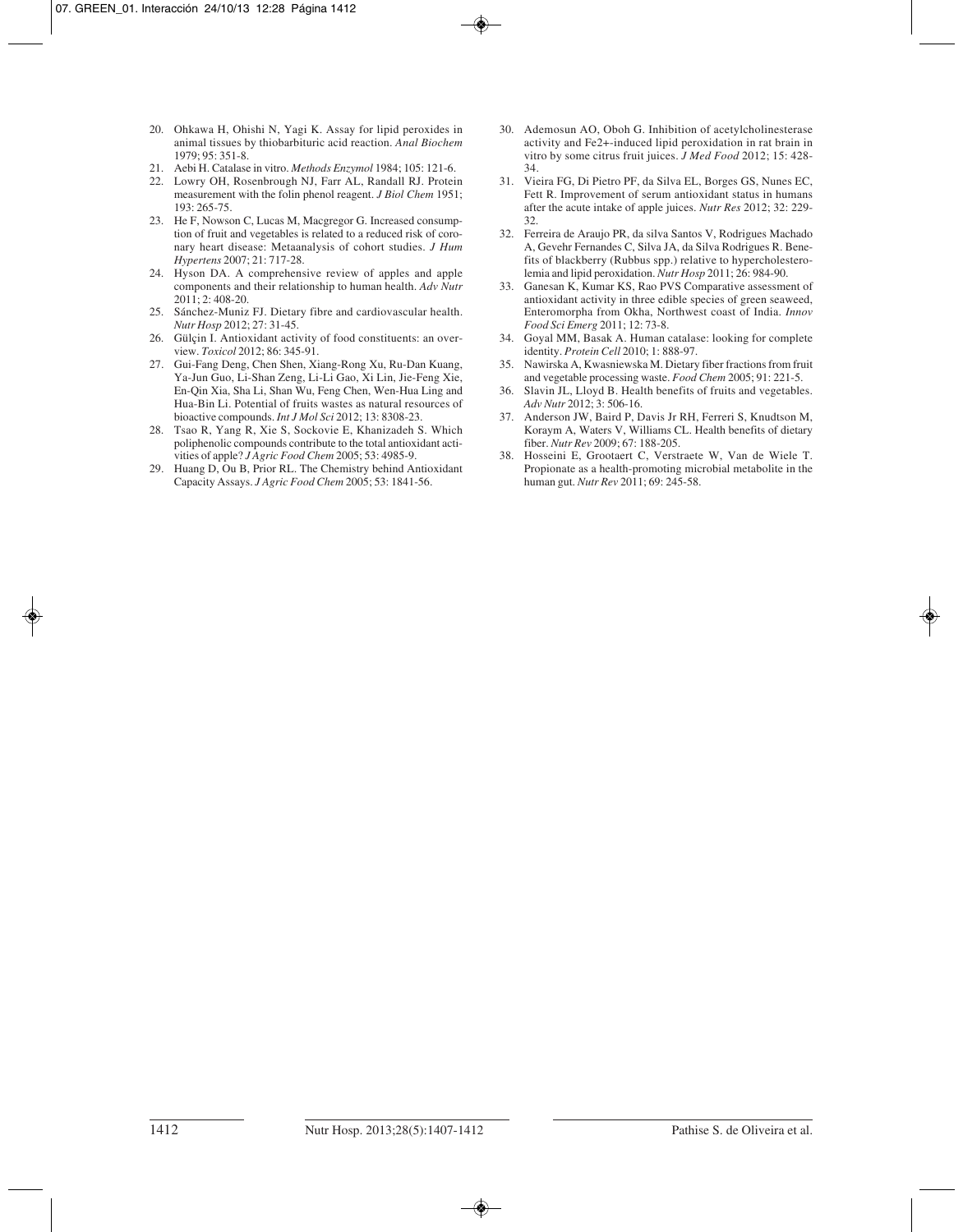20. Ohkawa H, Ohishi N, Yagi K. Assay for lipid peroxides in animal tissues by thiobarbituric acid reaction. *Anal Biochem* 1979; 95: 351-8.
21. Aebi H. Catalase in vitro. *Methods Enzymol* 1984; 105: 121-6.
22. Lowry OH, Rosenbrough NJ, Farr AL, Randall RJ. Protein measurement with the folin phenol reagent. *J Biol Chem* 1951; 193: 265-75.
23. He F, Nowson C, Lucas M, Macgregor G. Increased consumption of fruit and vegetables is related to a reduced risk of coronary heart disease: Metaanalysis of cohort studies. *J Hum Hypertens* 2007; 21: 717-28.
24. Hyson DA. A comprehensive review of apples and apple components and their relationship to human health. *Adv Nutr* 2011; 2: 408-20.
25. Sánchez-Muniz FJ. Dietary fibre and cardiovascular health. *Nutr Hosp* 2012; 27: 31-45.
26. Gülçin I. Antioxidant activity of food constituents: an overview. *Toxicol* 2012; 86: 345-91.
27. Gui-Fang Deng, Chen Shen, Xiang-Rong Xu, Ru-Dan Kuang, Ya-Jun Guo, Li-Shan Zeng, Li-Li Gao, Xi Lin, Jie-Feng Xie, En-Qin Xia, Sha Li, Shan Wu, Feng Chen, Wen-Hua Ling and Hua-Bin Li. Potential of fruits wastes as natural resources of bioactive compounds. *Int J Mol Sci* 2012; 13: 8308-23.
28. Tsao R, Yang R, Xie S, Sockovie E, Khanizadeh S. Which poliphenolic compounds contribute to the total antioxidant activities of apple? *J Agric Food Chem* 2005; 53: 4985-9.
29. Huang D, Ou B, Prior RL. The Chemistry behind Antioxidant Capacity Assays. *J Agric Food Chem* 2005; 53: 1841-56.
30. Ademosun AO, Oboh G. Inhibition of acetylcholinesterase activity and Fe2+-induced lipid peroxidation in rat brain in vitro by some citrus fruit juices. *J Med Food* 2012; 15: 428-34.
31. Vieira FG, Di Pietro PF, da Silva EL, Borges GS, Nunes EC, Fett R. Improvement of serum antioxidant status in humans after the acute intake of apple juices. *Nutr Res* 2012; 32: 229-32.
32. Ferreira de Araujo PR, da silva Santos V, Rodrigues Machado A, Gevehr Fernandes C, Silva JA, da Silva Rodrigues R. Benefits of blackberry (Rubbus spp.) relative to hypercholesterolemia and lipid peroxidation. *Nutr Hosp* 2011; 26: 984-90.
33. Ganesan K, Kumar KS, Rao PVS Comparative assessment of antioxidant activity in three edible species of green seaweed, Enteromorpha from Okha, Northwest coast of India. *Innov Food Sci Emerg* 2011; 12: 73-8.
34. Goyal MM, Basak A. Human catalase: looking for complete identity. *Protein Cell* 2010; 1: 888-97.
35. Nawirska A, Kwasniewska M. Dietary fiber fractions from fruit and vegetable processing waste. *Food Chem* 2005; 91: 221-5.
36. Slavin JL, Lloyd B. Health benefits of fruits and vegetables. *Adv Nutr* 2012; 3: 506-16.
37. Anderson JW, Baird P, Davis Jr RH, Ferreri S, Knudtson M, Koraym A, Waters V, Williams CL. Health benefits of dietary fiber. *Nutr Rev* 2009; 67: 188-205.
38. Hosseini E, Grootaert C, Verstraete W, Van de Wiele T. Propionate as a health-promoting microbial metabolite in the human gut. *Nutr Rev* 2011; 69: 245-58.